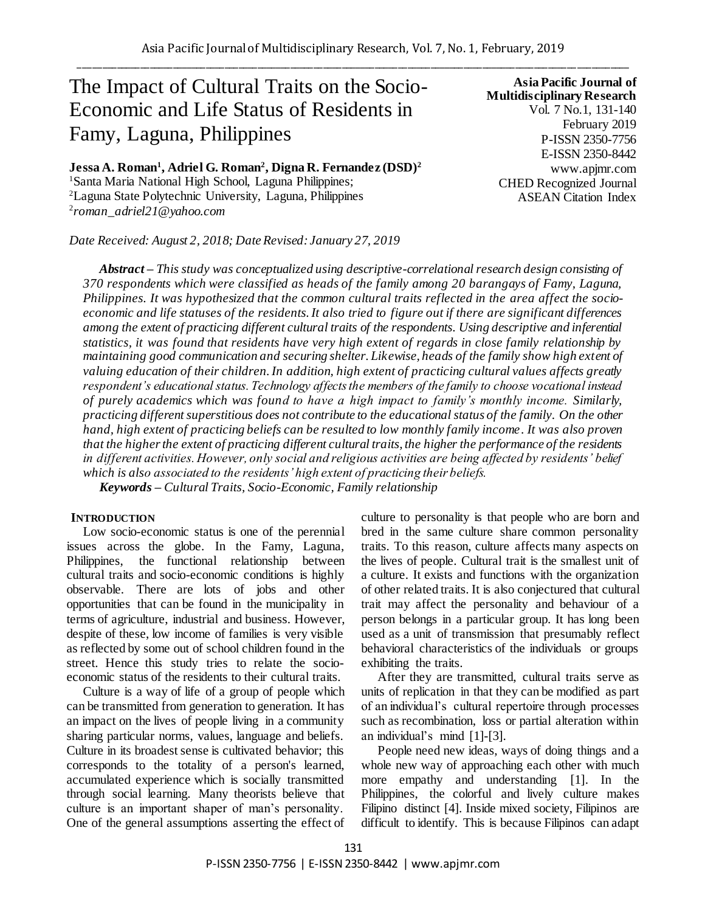# The Impact of Cultural Traits on the Socio-Economic and Life Status of Residents in Famy, Laguna, Philippines

**Asia Pacific Journal of Multidisciplinary Research**
Vol. 7 No.1, 131-140
February 2019
P-ISSN 2350-7756
E-ISSN 2350-8442
www.apjmr.com
CHED Recognized Journal
ASEAN Citation Index

**Jessa A. Roman[1], Adriel G. Roman[2], Digna R. Fernandez (DSD)[2]**

[1]Santa Maria National High School, Laguna Philippines;
[2]Laguna State Polytechnic University, Laguna, Philippines
[2]*roman_adriel21@yahoo.com*

*Date Received: August 2, 2018; Date Revised: January 27, 2019*

***Abstract** – This study was conceptualized using descriptive-correlational research design consisting of 370 respondents which were classified as heads of the family among 20 barangays of Famy, Laguna, Philippines. It was hypothesized that the common cultural traits reflected in the area affect the socio-economic and life statuses of the residents. It also tried to figure out if there are significant differences among the extent of practicing different cultural traits of the respondents. Using descriptive and inferential statistics, it was found that residents have very high extent of regards in close family relationship by maintaining good communication and securing shelter. Likewise, heads of the family show high extent of valuing education of their children. In addition, high extent of practicing cultural values affects greatly respondent's educational status. Technology affects the members of the family to choose vocational instead of purely academics which was found to have a high impact to family's monthly income. Similarly, practicing different superstitious does not contribute to the educational status of the family. On the other hand, high extent of practicing beliefs can be resulted to low monthly family income. It was also proven that the higher the extent of practicing different cultural traits, the higher the performance of the residents in different activities. However, only social and religious activities are being affected by residents' belief which is also associated to the residents' high extent of practicing their beliefs.*

***Keywords** – Cultural Traits, Socio-Economic, Family relationship*

## INTRODUCTION

Low socio-economic status is one of the perennial issues across the globe. In the Famy, Laguna, Philippines, the functional relationship between cultural traits and socio-economic conditions is highly observable. There are lots of jobs and other opportunities that can be found in the municipality in terms of agriculture, industrial and business. However, despite of these, low income of families is very visible as reflected by some out of school children found in the street. Hence this study tries to relate the socio-economic status of the residents to their cultural traits.

Culture is a way of life of a group of people which can be transmitted from generation to generation. It has an impact on the lives of people living in a community sharing particular norms, values, language and beliefs. Culture in its broadest sense is cultivated behavior; this corresponds to the totality of a person's learned, accumulated experience which is socially transmitted through social learning. Many theorists believe that culture is an important shaper of man's personality. One of the general assumptions asserting the effect of culture to personality is that people who are born and bred in the same culture share common personality traits. To this reason, culture affects many aspects on the lives of people. Cultural trait is the smallest unit of a culture. It exists and functions with the organization of other related traits. It is also conjectured that cultural trait may affect the personality and behaviour of a person belongs in a particular group. It has long been used as a unit of transmission that presumably reflect behavioral characteristics of the individuals or groups exhibiting the traits.

After they are transmitted, cultural traits serve as units of replication in that they can be modified as part of an individual's cultural repertoire through processes such as recombination, loss or partial alteration within an individual's mind [1]-[3].

People need new ideas, ways of doing things and a whole new way of approaching each other with much more empathy and understanding [1]. In the Philippines, the colorful and lively culture makes Filipino distinct [4]. Inside mixed society, Filipinos are difficult to identify. This is because Filipinos can adapt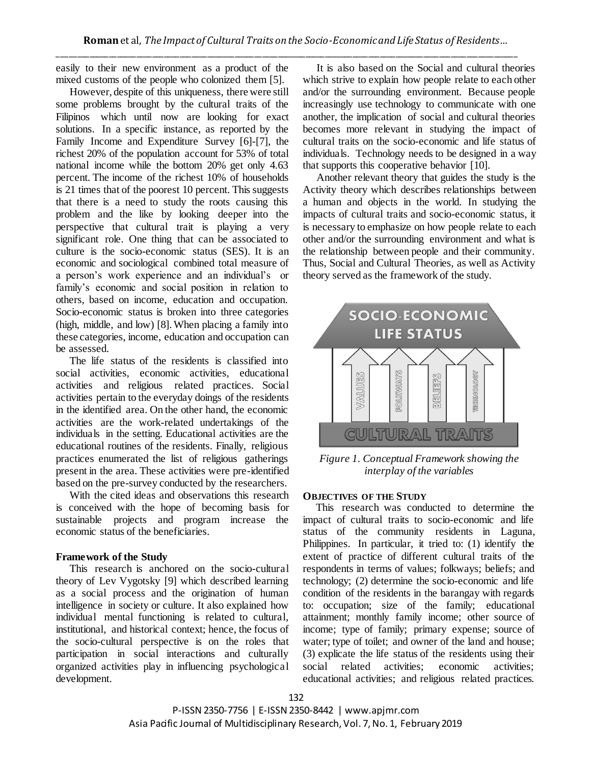easily to their new environment as a product of the mixed customs of the people who colonized them [5].

However, despite of this uniqueness, there were still some problems brought by the cultural traits of the Filipinos which until now are looking for exact solutions. In a specific instance, as reported by the Family Income and Expenditure Survey [6]-[7], the richest 20% of the population account for 53% of total national income while the bottom 20% get only 4.63 percent. The income of the richest 10% of households is 21 times that of the poorest 10 percent. This suggests that there is a need to study the roots causing this problem and the like by looking deeper into the perspective that cultural trait is playing a very significant role. One thing that can be associated to culture is the socio-economic status (SES). It is an economic and sociological combined total measure of a person's work experience and an individual's or family's economic and social position in relation to others, based on income, education and occupation. Socio-economic status is broken into three categories (high, middle, and low) [8]. When placing a family into these categories, income, education and occupation can be assessed.

The life status of the residents is classified into social activities, economic activities, educational activities and religious related practices. Social activities pertain to the everyday doings of the residents in the identified area. On the other hand, the economic activities are the work-related undertakings of the individuals in the setting. Educational activities are the educational routines of the residents. Finally, religious practices enumerated the list of religious gatherings present in the area. These activities were pre-identified based on the pre-survey conducted by the researchers.

With the cited ideas and observations this research is conceived with the hope of becoming basis for sustainable projects and program increase the economic status of the beneficiaries.

### Framework of the Study

This research is anchored on the socio-cultural theory of Lev Vygotsky [9] which described learning as a social process and the origination of human intelligence in society or culture. It also explained how individual mental functioning is related to cultural, institutional, and historical context; hence, the focus of the socio-cultural perspective is on the roles that participation in social interactions and culturally organized activities play in influencing psychological development.

It is also based on the Social and cultural theories which strive to explain how people relate to each other and/or the surrounding environment. Because people increasingly use technology to communicate with one another, the implication of social and cultural theories becomes more relevant in studying the impact of cultural traits on the socio-economic and life status of individuals. Technology needs to be designed in a way that supports this cooperative behavior [10].

Another relevant theory that guides the study is the Activity theory which describes relationships between a human and objects in the world. In studying the impacts of cultural traits and socio-economic status, it is necessary to emphasize on how people relate to each other and/or the surrounding environment and what is the relationship between people and their community. Thus, Social and Cultural Theories, as well as Activity theory served as the framework of the study.

*Figure 1. Conceptual Framework showing the interplay of the variables*

### Objectives of the Study

This research was conducted to determine the impact of cultural traits to socio-economic and life status of the community residents in Laguna, Philippines. In particular, it tried to: (1) identify the extent of practice of different cultural traits of the respondents in terms of values; folkways; beliefs; and technology; (2) determine the socio-economic and life condition of the residents in the barangay with regards to: occupation; size of the family; educational attainment; monthly family income; other source of income; type of family; primary expense; source of water; type of toilet; and owner of the land and house; (3) explicate the life status of the residents using their social related activities; economic activities; educational activities; and religious related practices.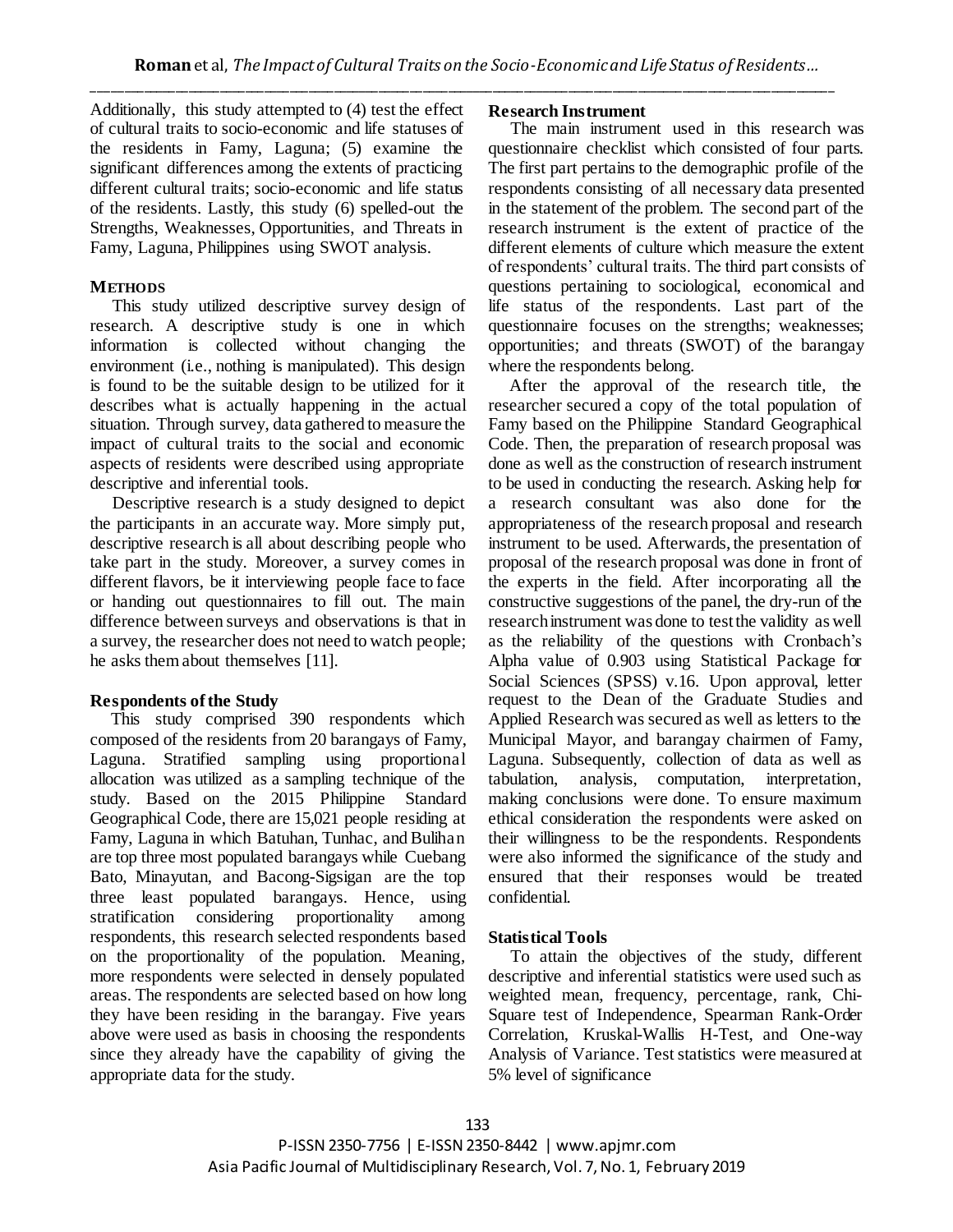Additionally, this study attempted to (4) test the effect of cultural traits to socio-economic and life statuses of the residents in Famy, Laguna; (5) examine the significant differences among the extents of practicing different cultural traits; socio-economic and life status of the residents. Lastly, this study (6) spelled-out the Strengths, Weaknesses, Opportunities, and Threats in Famy, Laguna, Philippines using SWOT analysis.

## METHODS

This study utilized descriptive survey design of research. A descriptive study is one in which information is collected without changing the environment (i.e., nothing is manipulated). This design is found to be the suitable design to be utilized for it describes what is actually happening in the actual situation. Through survey, data gathered to measure the impact of cultural traits to the social and economic aspects of residents were described using appropriate descriptive and inferential tools.

Descriptive research is a study designed to depict the participants in an accurate way. More simply put, descriptive research is all about describing people who take part in the study. Moreover, a survey comes in different flavors, be it interviewing people face to face or handing out questionnaires to fill out. The main difference between surveys and observations is that in a survey, the researcher does not need to watch people; he asks them about themselves [11].

### Respondents of the Study

This study comprised 390 respondents which composed of the residents from 20 barangays of Famy, Laguna. Stratified sampling using proportional allocation was utilized as a sampling technique of the study. Based on the 2015 Philippine Standard Geographical Code, there are 15,021 people residing at Famy, Laguna in which Batuhan, Tunhac, and Bulihan are top three most populated barangays while Cuebang Bato, Minayutan, and Bacong-Sigsigan are the top three least populated barangays. Hence, using stratification considering proportionality among respondents, this research selected respondents based on the proportionality of the population. Meaning, more respondents were selected in densely populated areas. The respondents are selected based on how long they have been residing in the barangay. Five years above were used as basis in choosing the respondents since they already have the capability of giving the appropriate data for the study.

### Research Instrument

The main instrument used in this research was questionnaire checklist which consisted of four parts. The first part pertains to the demographic profile of the respondents consisting of all necessary data presented in the statement of the problem. The second part of the research instrument is the extent of practice of the different elements of culture which measure the extent of respondents' cultural traits. The third part consists of questions pertaining to sociological, economical and life status of the respondents. Last part of the questionnaire focuses on the strengths; weaknesses; opportunities; and threats (SWOT) of the barangay where the respondents belong.

After the approval of the research title, the researcher secured a copy of the total population of Famy based on the Philippine Standard Geographical Code. Then, the preparation of research proposal was done as well as the construction of research instrument to be used in conducting the research. Asking help for a research consultant was also done for the appropriateness of the research proposal and research instrument to be used. Afterwards, the presentation of proposal of the research proposal was done in front of the experts in the field. After incorporating all the constructive suggestions of the panel, the dry-run of the research instrument was done to test the validity as well as the reliability of the questions with Cronbach's Alpha value of 0.903 using Statistical Package for Social Sciences (SPSS) v.16. Upon approval, letter request to the Dean of the Graduate Studies and Applied Research was secured as well as letters to the Municipal Mayor, and barangay chairmen of Famy, Laguna. Subsequently, collection of data as well as tabulation, analysis, computation, interpretation, making conclusions were done. To ensure maximum ethical consideration the respondents were asked on their willingness to be the respondents. Respondents were also informed the significance of the study and ensured that their responses would be treated confidential.

### Statistical Tools

To attain the objectives of the study, different descriptive and inferential statistics were used such as weighted mean, frequency, percentage, rank, Chi-Square test of Independence, Spearman Rank-Order Correlation, Kruskal-Wallis H-Test, and One-way Analysis of Variance. Test statistics were measured at 5% level of significance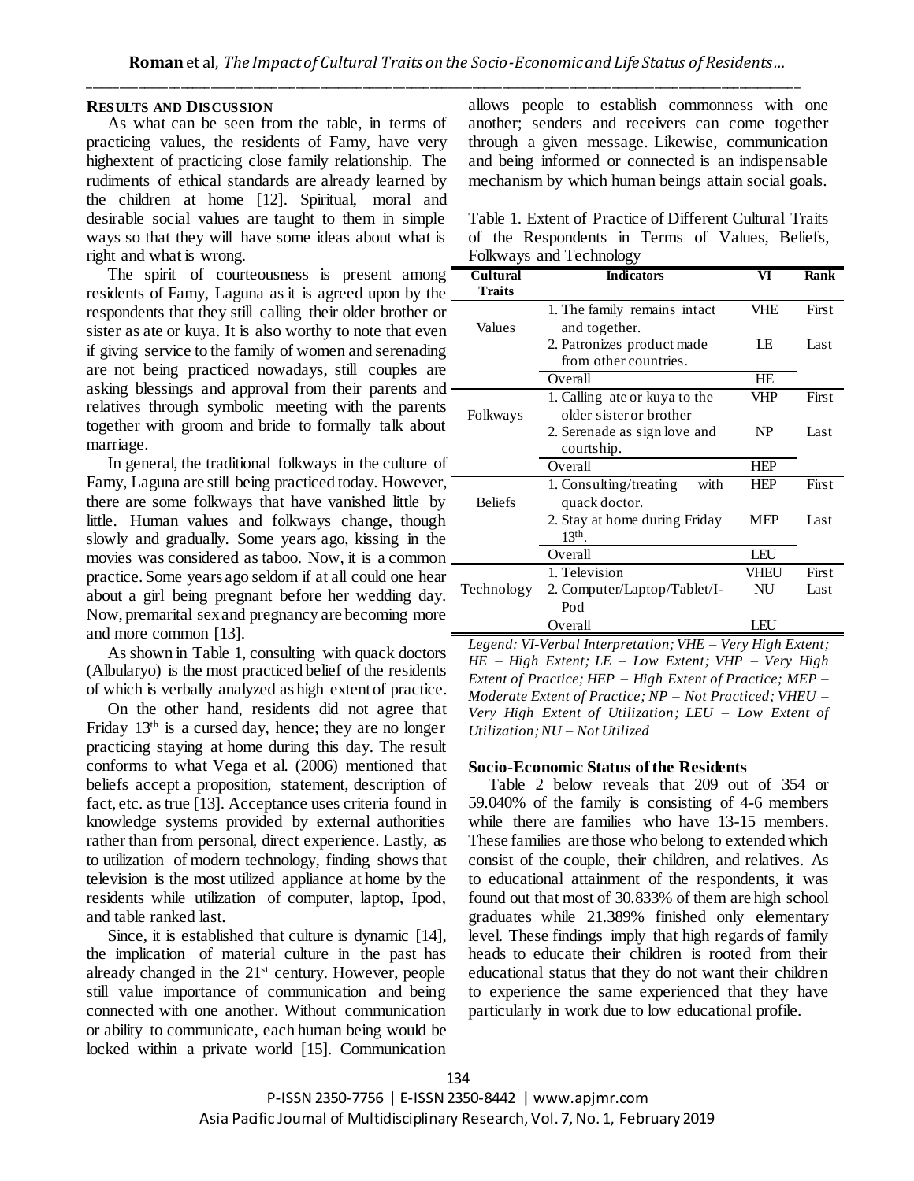## RESULTS AND DISCUSSION

As what can be seen from the table, in terms of practicing values, the residents of Famy, have very highextent of practicing close family relationship. The rudiments of ethical standards are already learned by the children at home [12]. Spiritual, moral and desirable social values are taught to them in simple ways so that they will have some ideas about what is right and what is wrong.

The spirit of courteousness is present among residents of Famy, Laguna as it is agreed upon by the respondents that they still calling their older brother or sister as ate or kuya. It is also worthy to note that even if giving service to the family of women and serenading are not being practiced nowadays, still couples are asking blessings and approval from their parents and relatives through symbolic meeting with the parents together with groom and bride to formally talk about marriage.

In general, the traditional folkways in the culture of Famy, Laguna are still being practiced today. However, there are some folkways that have vanished little by little. Human values and folkways change, though slowly and gradually. Some years ago, kissing in the movies was considered as taboo. Now, it is a common practice. Some years ago seldom if at all could one hear about a girl being pregnant before her wedding day. Now, premarital sex and pregnancy are becoming more and more common [13].

As shown in Table 1, consulting with quack doctors (Albularyo) is the most practiced belief of the residents of which is verbally analyzed as high extent of practice.

On the other hand, residents did not agree that Friday 13th is a cursed day, hence; they are no longer practicing staying at home during this day. The result conforms to what Vega et al. (2006) mentioned that beliefs accept a proposition, statement, description of fact, etc. as true [13]. Acceptance uses criteria found in knowledge systems provided by external authorities rather than from personal, direct experience. Lastly, as to utilization of modern technology, finding shows that television is the most utilized appliance at home by the residents while utilization of computer, laptop, Ipod, and table ranked last.

Since, it is established that culture is dynamic [14], the implication of material culture in the past has already changed in the 21st century. However, people still value importance of communication and being connected with one another. Without communication or ability to communicate, each human being would be locked within a private world [15]. Communication allows people to establish commonness with one another; senders and receivers can come together through a given message. Likewise, communication and being informed or connected is an indispensable mechanism by which human beings attain social goals.

Table 1. Extent of Practice of Different Cultural Traits of the Respondents in Terms of Values, Beliefs, Folkways and Technology

| Cultural Traits | Indicators | VI | Rank |
|---|---|---|---|
| Values | 1. The family remains intact and together. | VHE | First |
| | 2. Patronizes product made from other countries. | LE | Last |
| | Overall | HE | |
| Folkways | 1. Calling ate or kuya to the older sister or brother | VHP | First |
| | 2. Serenade as sign love and courtship. | NP | Last |
| | Overall | HEP | |
| Beliefs | 1. Consulting/treating with quack doctor. | HEP | First |
| | 2. Stay at home during Friday 13th. | MEP | Last |
| | Overall | LEU | |
| Technology | 1. Television | VHEU | First |
| | 2. Computer/Laptop/Tablet/I-Pod | NU | Last |
| | Overall | LEU | |

*Legend: VI-Verbal Interpretation; VHE – Very High Extent; HE – High Extent; LE – Low Extent; VHP – Very High Extent of Practice; HEP – High Extent of Practice; MEP – Moderate Extent of Practice; NP – Not Practiced; VHEU – Very High Extent of Utilization; LEU – Low Extent of Utilization; NU – Not Utilized*

### Socio-Economic Status of the Residents

Table 2 below reveals that 209 out of 354 or 59.040% of the family is consisting of 4-6 members while there are families who have 13-15 members. These families are those who belong to extended which consist of the couple, their children, and relatives. As to educational attainment of the respondents, it was found out that most of 30.833% of them are high school graduates while 21.389% finished only elementary level. These findings imply that high regards of family heads to educate their children is rooted from their educational status that they do not want their children to experience the same experienced that they have particularly in work due to low educational profile.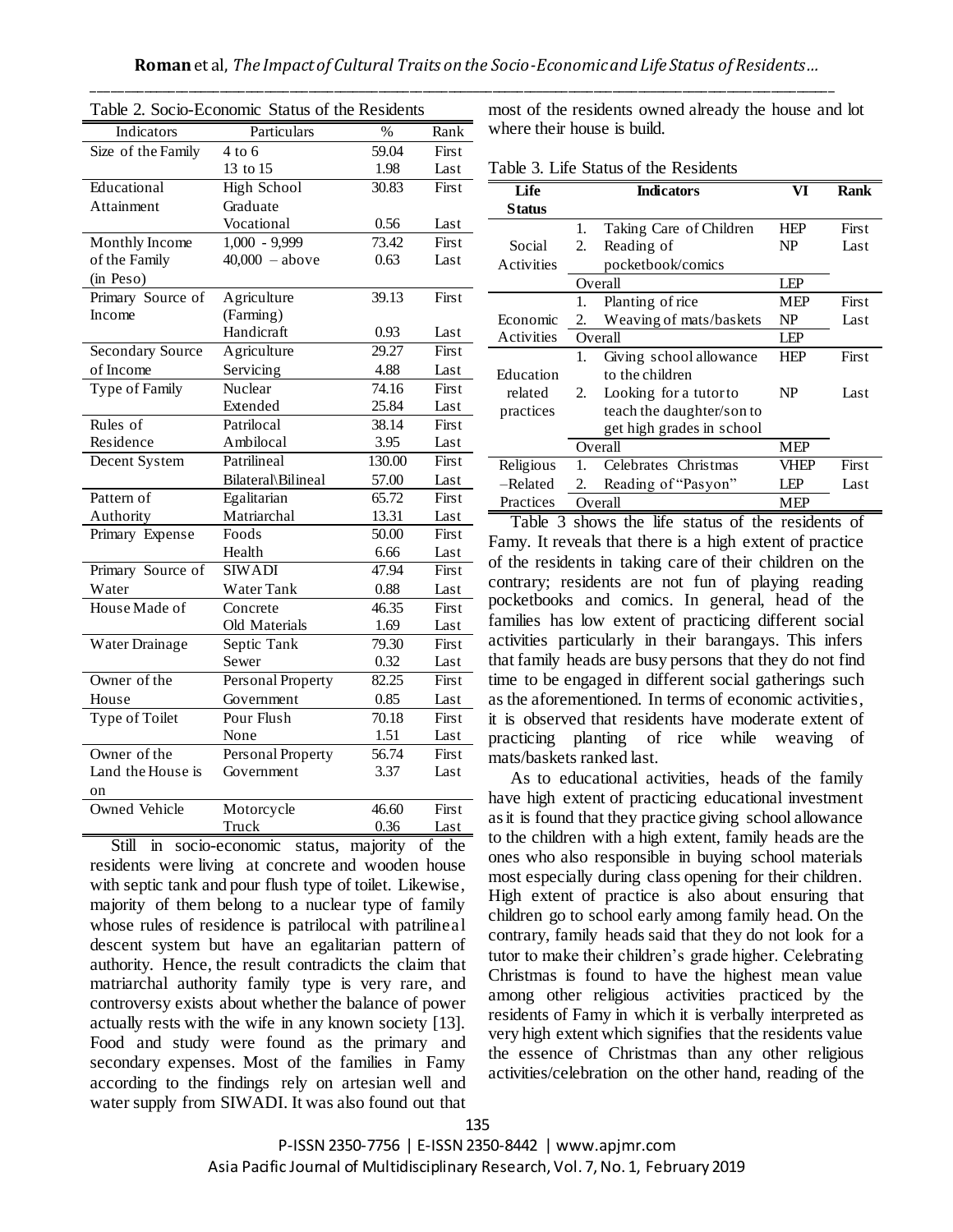Table 2. Socio-Economic Status of the Residents

| Indicators | Particulars | % | Rank |
|---|---|---|---|
| Size of the Family | 4 to 6 | 59.04 | First |
| | 13 to 15 | 1.98 | Last |
| Educational Attainment | High School Graduate | 30.83 | First |
| | Vocational | 0.56 | Last |
| Monthly Income of the Family (in Peso) | 1,000 - 9,999 | 73.42 | First |
| | 40,000 – above | 0.63 | Last |
| Primary Source of Income | Agriculture (Farming) | 39.13 | First |
| | Handicraft | 0.93 | Last |
| Secondary Source of Income | Agriculture | 29.27 | First |
| | Servicing | 4.88 | Last |
| Type of Family | Nuclear | 74.16 | First |
| | Extended | 25.84 | Last |
| Rules of Residence | Patrilocal | 38.14 | First |
| | Ambilocal | 3.95 | Last |
| Decent System | Patrilineal | 130.00 | First |
| | Bilateral\Bilineal | 57.00 | Last |
| Pattern of Authority | Egalitarian | 65.72 | First |
| | Matriarchal | 13.31 | Last |
| Primary Expense | Foods | 50.00 | First |
| | Health | 6.66 | Last |
| Primary Source of Water | SIWADI | 47.94 | First |
| | Water Tank | 0.88 | Last |
| House Made of | Concrete | 46.35 | First |
| | Old Materials | 1.69 | Last |
| Water Drainage | Septic Tank | 79.30 | First |
| | Sewer | 0.32 | Last |
| Owner of the House | Personal Property | 82.25 | First |
| | Government | 0.85 | Last |
| Type of Toilet | Pour Flush | 70.18 | First |
| | None | 1.51 | Last |
| Owner of the Land the House is on | Personal Property | 56.74 | First |
| | Government | 3.37 | Last |
| Owned Vehicle | Motorcycle | 46.60 | First |
| | Truck | 0.36 | Last |

Still in socio-economic status, majority of the residents were living at concrete and wooden house with septic tank and pour flush type of toilet. Likewise, majority of them belong to a nuclear type of family whose rules of residence is patrilocal with patrilineal descent system but have an egalitarian pattern of authority. Hence, the result contradicts the claim that matriarchal authority family type is very rare, and controversy exists about whether the balance of power actually rests with the wife in any known society [13]. Food and study were found as the primary and secondary expenses. Most of the families in Famy according to the findings rely on artesian well and water supply from SIWADI. It was also found out that most of the residents owned already the house and lot where their house is build.

Table 3. Life Status of the Residents

| Life Status | Indicators | VI | Rank |
|---|---|---|---|
| Social Activities | 1. Taking Care of Children | HEP | First |
| | 2. Reading of pocketbook/comics | NP | Last |
| | Overall | LEP | |
| Economic Activities | 1. Planting of rice | MEP | First |
| | 2. Weaving of mats/baskets | NP | Last |
| | Overall | LEP | |
| Education related practices | 1. Giving school allowance to the children | HEP | First |
| | 2. Looking for a tutor to teach the daughter/son to get high grades in school | NP | Last |
| | Overall | MEP | |
| Religious –Related Practices | 1. Celebrates Christmas | VHEP | First |
| | 2. Reading of "Pasyon" | LEP | Last |
| | Overall | MEP | |

Table 3 shows the life status of the residents of Famy. It reveals that there is a high extent of practice of the residents in taking care of their children on the contrary; residents are not fun of playing reading pocketbooks and comics. In general, head of the families has low extent of practicing different social activities particularly in their barangays. This infers that family heads are busy persons that they do not find time to be engaged in different social gatherings such as the aforementioned. In terms of economic activities, it is observed that residents have moderate extent of practicing planting of rice while weaving of mats/baskets ranked last.

As to educational activities, heads of the family have high extent of practicing educational investment as it is found that they practice giving school allowance to the children with a high extent, family heads are the ones who also responsible in buying school materials most especially during class opening for their children. High extent of practice is also about ensuring that children go to school early among family head. On the contrary, family heads said that they do not look for a tutor to make their children's grade higher. Celebrating Christmas is found to have the highest mean value among other religious activities practiced by the residents of Famy in which it is verbally interpreted as very high extent which signifies that the residents value the essence of Christmas than any other religious activities/celebration on the other hand, reading of the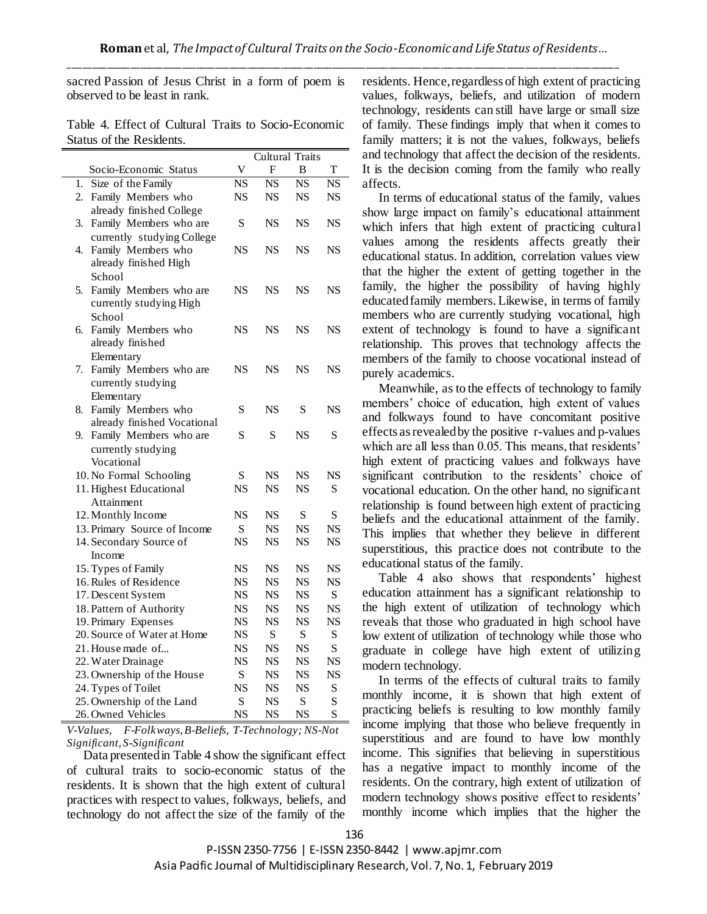sacred Passion of Jesus Christ in a form of poem is observed to be least in rank.

Table 4. Effect of Cultural Traits to Socio-Economic Status of the Residents.

| Socio-Economic Status | Cultural Traits | | | |
|---|---|---|---|---|
| | V | F | B | T |
| 1. Size of the Family | NS | NS | NS | NS |
| 2. Family Members who already finished College | NS | NS | NS | NS |
| 3. Family Members who are currently studying College | S | NS | NS | NS |
| 4. Family Members who already finished High School | NS | NS | NS | NS |
| 5. Family Members who are currently studying High School | NS | NS | NS | NS |
| 6. Family Members who already finished Elementary | NS | NS | NS | NS |
| 7. Family Members who are currently studying Elementary | NS | NS | NS | NS |
| 8. Family Members who already finished Vocational | S | NS | S | NS |
| 9. Family Members who are currently studying Vocational | S | S | NS | S |
| 10. No Formal Schooling | S | NS | NS | NS |
| 11. Highest Educational Attainment | NS | NS | NS | S |
| 12. Monthly Income | NS | NS | S | S |
| 13. Primary Source of Income | S | NS | NS | NS |
| 14. Secondary Source of Income | NS | NS | NS | NS |
| 15. Types of Family | NS | NS | NS | NS |
| 16. Rules of Residence | NS | NS | NS | NS |
| 17. Descent System | NS | NS | NS | S |
| 18. Pattern of Authority | NS | NS | NS | NS |
| 19. Primary Expenses | NS | NS | NS | NS |
| 20. Source of Water at Home | NS | S | S | S |
| 21. House made of... | NS | NS | NS | S |
| 22. Water Drainage | NS | NS | NS | NS |
| 23. Ownership of the House | S | NS | NS | NS |
| 24. Types of Toilet | NS | NS | NS | S |
| 25. Ownership of the Land | S | NS | S | S |
| 26. Owned Vehicles | NS | NS | NS | S |

*V-Values, F-Folkways, B-Beliefs, T-Technology; NS-Not Significant, S-Significant*

Data presented in Table 4 show the significant effect of cultural traits to socio-economic status of the residents. It is shown that the high extent of cultural practices with respect to values, folkways, beliefs, and technology do not affect the size of the family of the residents. Hence, regardless of high extent of practicing values, folkways, beliefs, and utilization of modern technology, residents can still have large or small size of family. These findings imply that when it comes to family matters; it is not the values, folkways, beliefs and technology that affect the decision of the residents. It is the decision coming from the family who really affects.

In terms of educational status of the family, values show large impact on family's educational attainment which infers that high extent of practicing cultural values among the residents affects greatly their educational status. In addition, correlation values view that the higher the extent of getting together in the family, the higher the possibility of having highly educated family members. Likewise, in terms of family members who are currently studying vocational, high extent of technology is found to have a significant relationship. This proves that technology affects the members of the family to choose vocational instead of purely academics.

Meanwhile, as to the effects of technology to family members' choice of education, high extent of values and folkways found to have concomitant positive effects as revealed by the positive r-values and p-values which are all less than 0.05. This means, that residents' high extent of practicing values and folkways have significant contribution to the residents' choice of vocational education. On the other hand, no significant relationship is found between high extent of practicing beliefs and the educational attainment of the family. This implies that whether they believe in different superstitious, this practice does not contribute to the educational status of the family.

Table 4 also shows that respondents' highest education attainment has a significant relationship to the high extent of utilization of technology which reveals that those who graduated in high school have low extent of utilization of technology while those who graduate in college have high extent of utilizing modern technology.

In terms of the effects of cultural traits to family monthly income, it is shown that high extent of practicing beliefs is resulting to low monthly family income implying that those who believe frequently in superstitious and are found to have low monthly income. This signifies that believing in superstitious has a negative impact to monthly income of the residents. On the contrary, high extent of utilization of modern technology shows positive effect to residents' monthly income which implies that the higher the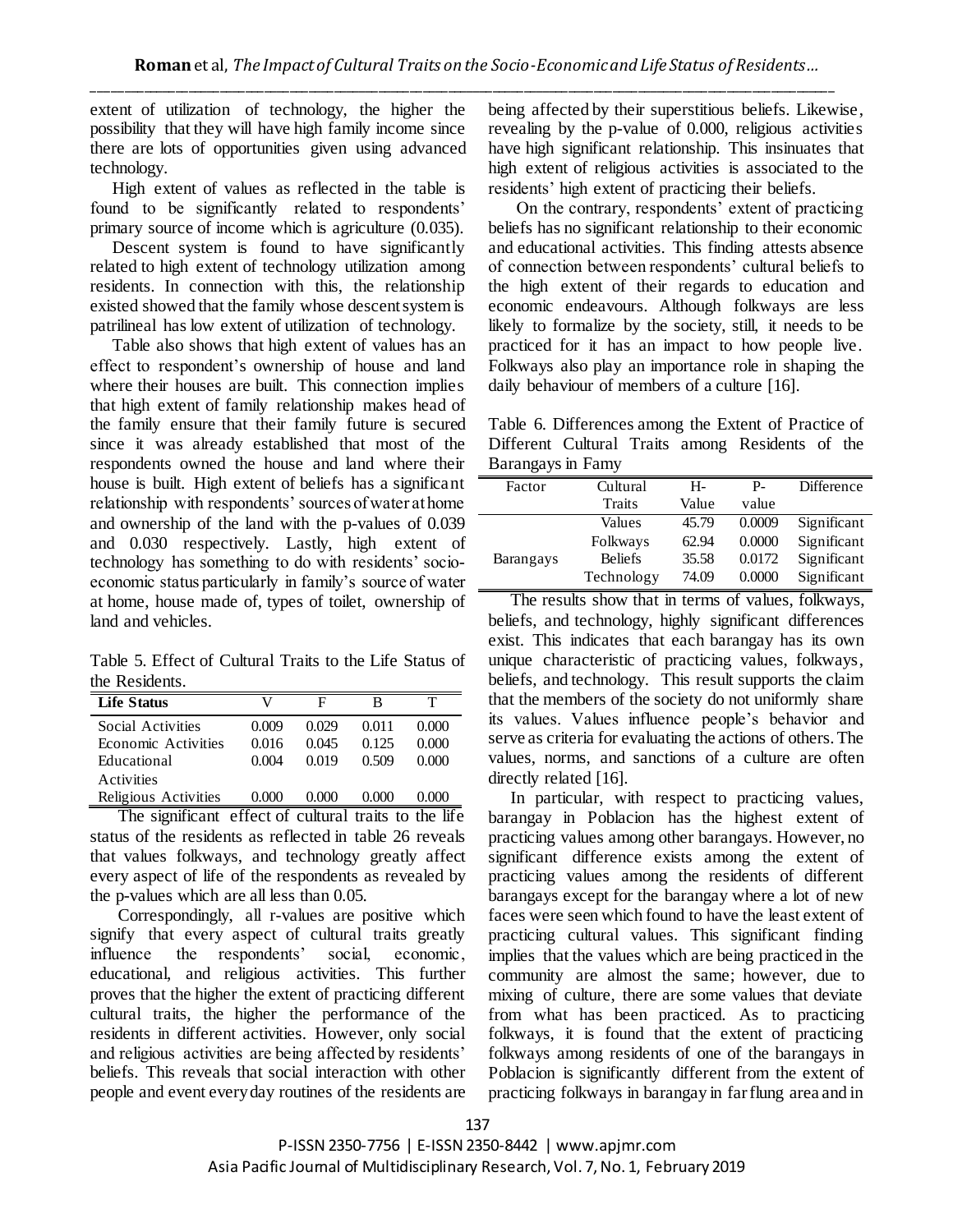extent of utilization of technology, the higher the possibility that they will have high family income since there are lots of opportunities given using advanced technology.

High extent of values as reflected in the table is found to be significantly related to respondents' primary source of income which is agriculture (0.035).

Descent system is found to have significantly related to high extent of technology utilization among residents. In connection with this, the relationship existed showed that the family whose descent system is patrilineal has low extent of utilization of technology.

Table also shows that high extent of values has an effect to respondent's ownership of house and land where their houses are built. This connection implies that high extent of family relationship makes head of the family ensure that their family future is secured since it was already established that most of the respondents owned the house and land where their house is built. High extent of beliefs has a significant relationship with respondents' sources of water at home and ownership of the land with the p-values of 0.039 and 0.030 respectively. Lastly, high extent of technology has something to do with residents' socio-economic status particularly in family's source of water at home, house made of, types of toilet, ownership of land and vehicles.

Table 5. Effect of Cultural Traits to the Life Status of the Residents.

| Life Status | V | F | B | T |
|---|---|---|---|---|
| Social Activities | 0.009 | 0.029 | 0.011 | 0.000 |
| Economic Activities | 0.016 | 0.045 | 0.125 | 0.000 |
| Educational Activities | 0.004 | 0.019 | 0.509 | 0.000 |
| Religious Activities | 0.000 | 0.000 | 0.000 | 0.000 |

The significant effect of cultural traits to the life status of the residents as reflected in table 26 reveals that values folkways, and technology greatly affect every aspect of life of the respondents as revealed by the p-values which are all less than 0.05.

Correspondingly, all r-values are positive which signify that every aspect of cultural traits greatly influence the respondents' social, economic, educational, and religious activities. This further proves that the higher the extent of practicing different cultural traits, the higher the performance of the residents in different activities. However, only social and religious activities are being affected by residents' beliefs. This reveals that social interaction with other people and event everyday routines of the residents are being affected by their superstitious beliefs. Likewise, revealing by the p-value of 0.000, religious activities have high significant relationship. This insinuates that high extent of religious activities is associated to the residents' high extent of practicing their beliefs.

On the contrary, respondents' extent of practicing beliefs has no significant relationship to their economic and educational activities. This finding attests absence of connection between respondents' cultural beliefs to the high extent of their regards to education and economic endeavours. Although folkways are less likely to formalize by the society, still, it needs to be practiced for it has an impact to how people live. Folkways also play an importance role in shaping the daily behaviour of members of a culture [16].

Table 6. Differences among the Extent of Practice of Different Cultural Traits among Residents of the Barangays in Famy

| Factor | Cultural Traits | H-Value | P-value | Difference |
|---|---|---|---|---|
| Barangays | Values | 45.79 | 0.0009 | Significant |
| | Folkways | 62.94 | 0.0000 | Significant |
| | Beliefs | 35.58 | 0.0172 | Significant |
| | Technology | 74.09 | 0.0000 | Significant |

The results show that in terms of values, folkways, beliefs, and technology, highly significant differences exist. This indicates that each barangay has its own unique characteristic of practicing values, folkways, beliefs, and technology. This result supports the claim that the members of the society do not uniformly share its values. Values influence people's behavior and serve as criteria for evaluating the actions of others. The values, norms, and sanctions of a culture are often directly related [16].

In particular, with respect to practicing values, barangay in Poblacion has the highest extent of practicing values among other barangays. However, no significant difference exists among the extent of practicing values among the residents of different barangays except for the barangay where a lot of new faces were seen which found to have the least extent of practicing cultural values. This significant finding implies that the values which are being practiced in the community are almost the same; however, due to mixing of culture, there are some values that deviate from what has been practiced. As to practicing folkways, it is found that the extent of practicing folkways among residents of one of the barangays in Poblacion is significantly different from the extent of practicing folkways in barangay in far flung area and in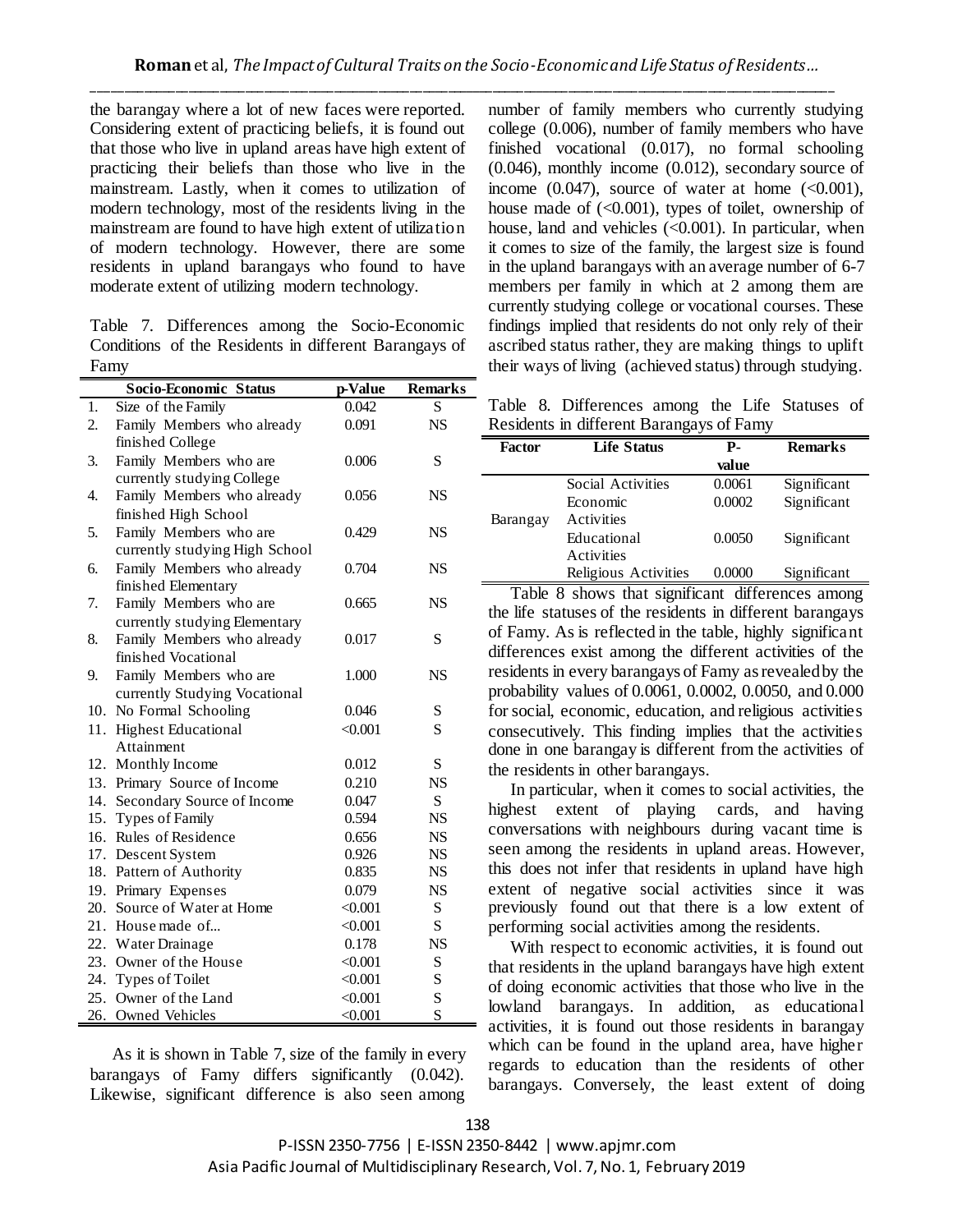the barangay where a lot of new faces were reported. Considering extent of practicing beliefs, it is found out that those who live in upland areas have high extent of practicing their beliefs than those who live in the mainstream. Lastly, when it comes to utilization of modern technology, most of the residents living in the mainstream are found to have high extent of utilization of modern technology. However, there are some residents in upland barangays who found to have moderate extent of utilizing modern technology.

Table 7. Differences among the Socio-Economic Conditions of the Residents in different Barangays of Famy

| | Socio-Economic Status | p-Value | Remarks |
|---|---|---|---|
| 1. | Size of the Family | 0.042 | S |
| 2. | Family Members who already finished College | 0.091 | NS |
| 3. | Family Members who are currently studying College | 0.006 | S |
| 4. | Family Members who already finished High School | 0.056 | NS |
| 5. | Family Members who are currently studying High School | 0.429 | NS |
| 6. | Family Members who already finished Elementary | 0.704 | NS |
| 7. | Family Members who are currently studying Elementary | 0.665 | NS |
| 8. | Family Members who already finished Vocational | 0.017 | S |
| 9. | Family Members who are currently Studying Vocational | 1.000 | NS |
| 10. | No Formal Schooling | 0.046 | S |
| 11. | Highest Educational Attainment | <0.001 | S |
| 12. | Monthly Income | 0.012 | S |
| 13. | Primary Source of Income | 0.210 | NS |
| 14. | Secondary Source of Income | 0.047 | S |
| 15. | Types of Family | 0.594 | NS |
| 16. | Rules of Residence | 0.656 | NS |
| 17. | Descent System | 0.926 | NS |
| 18. | Pattern of Authority | 0.835 | NS |
| 19. | Primary Expenses | 0.079 | NS |
| 20. | Source of Water at Home | <0.001 | S |
| 21. | House made of... | <0.001 | S |
| 22. | Water Drainage | 0.178 | NS |
| 23. | Owner of the House | <0.001 | S |
| 24. | Types of Toilet | <0.001 | S |
| 25. | Owner of the Land | <0.001 | S |
| 26. | Owned Vehicles | <0.001 | S |

As it is shown in Table 7, size of the family in every barangays of Famy differs significantly (0.042). Likewise, significant difference is also seen among number of family members who currently studying college (0.006), number of family members who have finished vocational (0.017), no formal schooling (0.046), monthly income (0.012), secondary source of income (0.047), source of water at home (<0.001), house made of (<0.001), types of toilet, ownership of house, land and vehicles (<0.001). In particular, when it comes to size of the family, the largest size is found in the upland barangays with an average number of 6-7 members per family in which at 2 among them are currently studying college or vocational courses. These findings implied that residents do not only rely of their ascribed status rather, they are making things to uplift their ways of living (achieved status) through studying.

Table 8. Differences among the Life Statuses of Residents in different Barangays of Famy

| Factor | Life Status | P-value | Remarks |
|---|---|---|---|
| Barangay | Social Activities | 0.0061 | Significant |
| | Economic Activities | 0.0002 | Significant |
| | Educational Activities | 0.0050 | Significant |
| | Religious Activities | 0.0000 | Significant |

Table 8 shows that significant differences among the life statuses of the residents in different barangays of Famy. As is reflected in the table, highly significant differences exist among the different activities of the residents in every barangays of Famy as revealed by the probability values of 0.0061, 0.0002, 0.0050, and 0.000 for social, economic, education, and religious activities consecutively. This finding implies that the activities done in one barangay is different from the activities of the residents in other barangays.

In particular, when it comes to social activities, the highest extent of playing cards, and having conversations with neighbours during vacant time is seen among the residents in upland areas. However, this does not infer that residents in upland have high extent of negative social activities since it was previously found out that there is a low extent of performing social activities among the residents.

With respect to economic activities, it is found out that residents in the upland barangays have high extent of doing economic activities that those who live in the lowland barangays. In addition, as educational activities, it is found out those residents in barangay which can be found in the upland area, have higher regards to education than the residents of other barangays. Conversely, the least extent of doing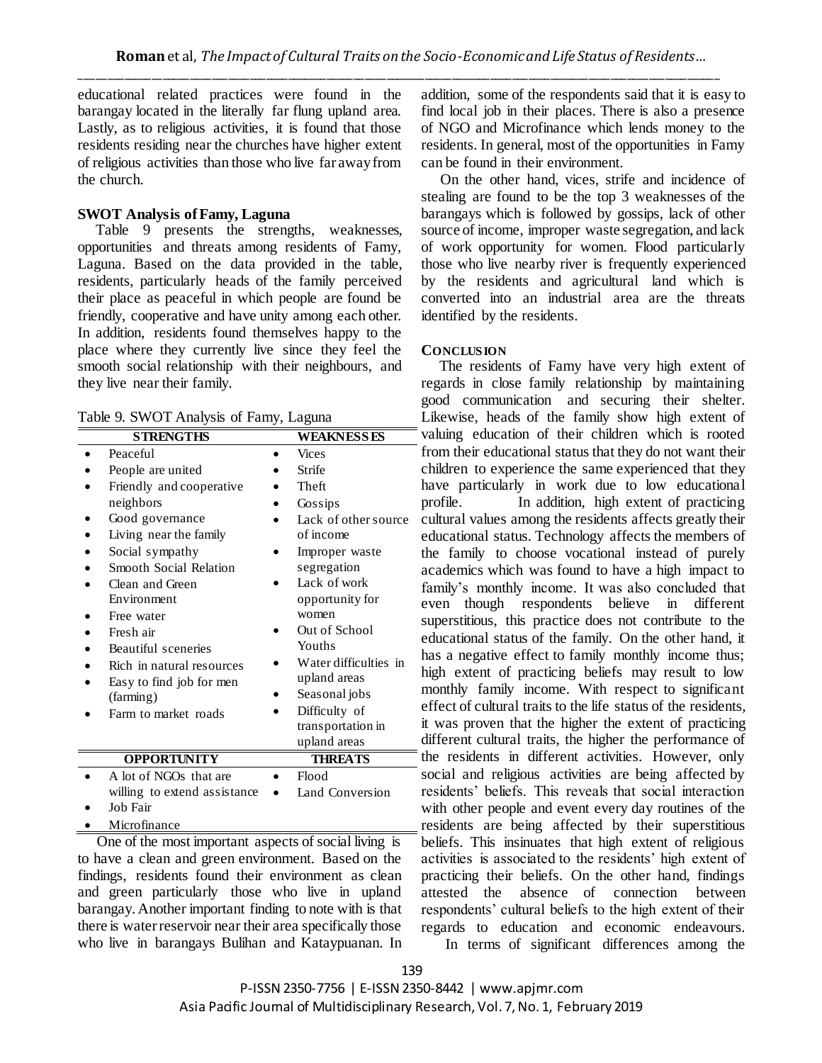educational related practices were found in the barangay located in the literally far flung upland area. Lastly, as to religious activities, it is found that those residents residing near the churches have higher extent of religious activities than those who live far away from the church.

### SWOT Analysis of Famy, Laguna

Table 9 presents the strengths, weaknesses, opportunities and threats among residents of Famy, Laguna. Based on the data provided in the table, residents, particularly heads of the family perceived their place as peaceful in which people are found be friendly, cooperative and have unity among each other. In addition, residents found themselves happy to the place where they currently live since they feel the smooth social relationship with their neighbours, and they live near their family.

Table 9. SWOT Analysis of Famy, Laguna

| STRENGTHS | WEAKNESSES |
|---|---|
| • Peaceful<br>• People are united<br>• Friendly and cooperative neighbors<br>• Good governance<br>• Living near the family<br>• Social sympathy<br>• Smooth Social Relation<br>• Clean and Green Environment<br>• Free water<br>• Fresh air<br>• Beautiful sceneries<br>• Rich in natural resources<br>• Easy to find job for men (farming)<br>• Farm to market roads | • Vices<br>• Strife<br>• Theft<br>• Gossips<br>• Lack of other source of income<br>• Improper waste segregation<br>• Lack of work opportunity for women<br>• Out of School Youths<br>• Water difficulties in upland areas<br>• Seasonal jobs<br>• Difficulty of transportation in upland areas |
| **OPPORTUNITY** | **THREATS** |
| • A lot of NGOs that are willing to extend assistance<br>• Job Fair<br>• Microfinance | • Flood<br>• Land Conversion |

One of the most important aspects of social living is to have a clean and green environment. Based on the findings, residents found their environment as clean and green particularly those who live in upland barangay. Another important finding to note with is that there is water reservoir near their area specifically those who live in barangays Bulihan and Kataypuanan. In addition, some of the respondents said that it is easy to find local job in their places. There is also a presence of NGO and Microfinance which lends money to the residents. In general, most of the opportunities in Famy can be found in their environment.

On the other hand, vices, strife and incidence of stealing are found to be the top 3 weaknesses of the barangays which is followed by gossips, lack of other source of income, improper waste segregation, and lack of work opportunity for women. Flood particularly those who live nearby river is frequently experienced by the residents and agricultural land which is converted into an industrial area are the threats identified by the residents.

## CONCLUSION

The residents of Famy have very high extent of regards in close family relationship by maintaining good communication and securing their shelter. Likewise, heads of the family show high extent of valuing education of their children which is rooted from their educational status that they do not want their children to experience the same experienced that they have particularly in work due to low educational profile. In addition, high extent of practicing cultural values among the residents affects greatly their educational status. Technology affects the members of the family to choose vocational instead of purely academics which was found to have a high impact to family's monthly income. It was also concluded that even though respondents believe in different superstitious, this practice does not contribute to the educational status of the family. On the other hand, it has a negative effect to family monthly income thus; high extent of practicing beliefs may result to low monthly family income. With respect to significant effect of cultural traits to the life status of the residents, it was proven that the higher the extent of practicing different cultural traits, the higher the performance of the residents in different activities. However, only social and religious activities are being affected by residents' beliefs. This reveals that social interaction with other people and event every day routines of the residents are being affected by their superstitious beliefs. This insinuates that high extent of religious activities is associated to the residents' high extent of practicing their beliefs. On the other hand, findings attested the absence of connection between respondents' cultural beliefs to the high extent of their regards to education and economic endeavours.

In terms of significant differences among the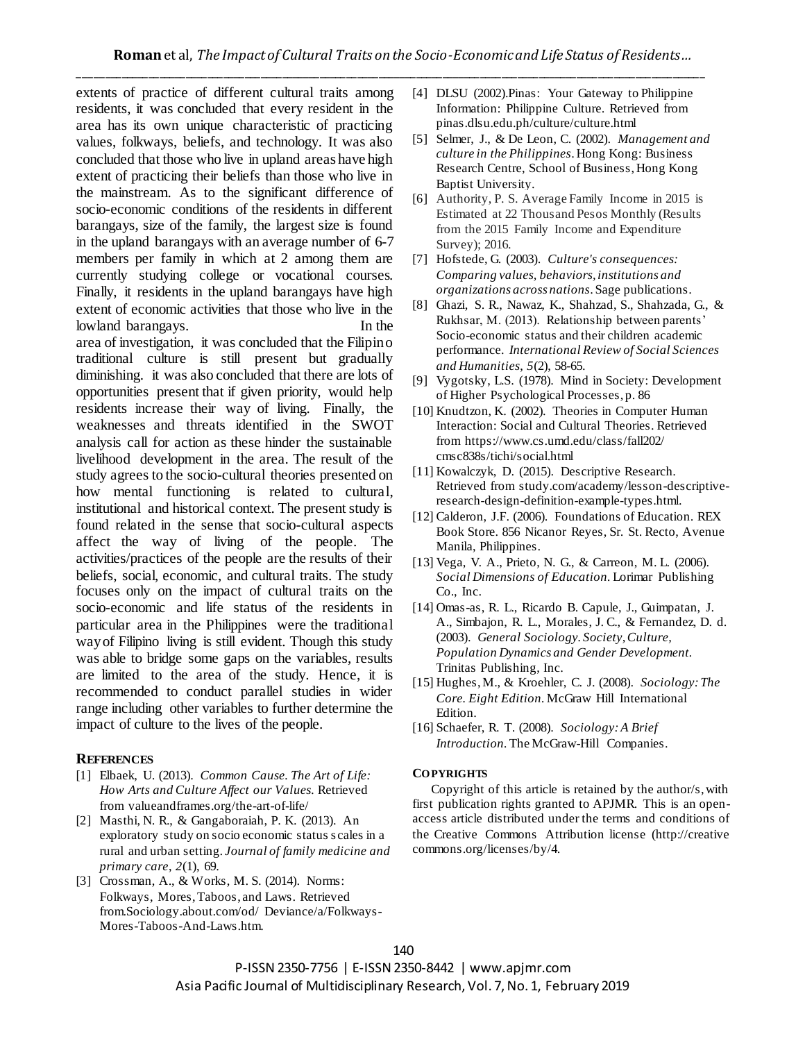extents of practice of different cultural traits among residents, it was concluded that every resident in the area has its own unique characteristic of practicing values, folkways, beliefs, and technology. It was also concluded that those who live in upland areas have high extent of practicing their beliefs than those who live in the mainstream. As to the significant difference of socio-economic conditions of the residents in different barangays, size of the family, the largest size is found in the upland barangays with an average number of 6-7 members per family in which at 2 among them are currently studying college or vocational courses. Finally, it residents in the upland barangays have high extent of economic activities that those who live in the lowland barangays. In the area of investigation, it was concluded that the Filipino traditional culture is still present but gradually diminishing. it was also concluded that there are lots of opportunities present that if given priority, would help residents increase their way of living. Finally, the weaknesses and threats identified in the SWOT analysis call for action as these hinder the sustainable livelihood development in the area. The result of the study agrees to the socio-cultural theories presented on how mental functioning is related to cultural, institutional and historical context. The present study is found related in the sense that socio-cultural aspects affect the way of living of the people. The activities/practices of the people are the results of their beliefs, social, economic, and cultural traits. The study focuses only on the impact of cultural traits on the socio-economic and life status of the residents in particular area in the Philippines were the traditional way of Filipino living is still evident. Though this study was able to bridge some gaps on the variables, results are limited to the area of the study. Hence, it is recommended to conduct parallel studies in wider range including other variables to further determine the impact of culture to the lives of the people.

## REFERENCES

[1] Elbaek, U. (2013). *Common Cause. The Art of Life: How Arts and Culture Affect our Values.* Retrieved from valueandframes.org/the-art-of-life/

[2] Masthi, N. R., & Gangaboraiah, P. K. (2013). An exploratory study on socio economic status scales in a rural and urban setting. *Journal of family medicine and primary care*, *2*(1), 69.

[3] Crossman, A., & Works, M. S. (2014). Norms: Folkways, Mores, Taboos, and Laws. Retrieved from.Sociology.about.com/od/ Deviance/a/Folkways-Mores-Taboos-And-Laws.htm.

[4] DLSU (2002).Pinas: Your Gateway to Philippine Information: Philippine Culture. Retrieved from pinas.dlsu.edu.ph/culture/culture.html

[5] Selmer, J., & De Leon, C. (2002). *Management and culture in the Philippines*. Hong Kong: Business Research Centre, School of Business, Hong Kong Baptist University.

[6] Authority, P. S. Average Family Income in 2015 is Estimated at 22 Thousand Pesos Monthly (Results from the 2015 Family Income and Expenditure Survey); 2016.

[7] Hofstede, G. (2003). *Culture's consequences: Comparing values, behaviors, institutions and organizations across nations*. Sage publications.

[8] Ghazi, S. R., Nawaz, K., Shahzad, S., Shahzada, G., & Rukhsar, M. (2013). Relationship between parents' Socio-economic status and their children academic performance. *International Review of Social Sciences and Humanities*, *5*(2), 58-65.

[9] Vygotsky, L.S. (1978). Mind in Society: Development of Higher Psychological Processes, p. 86

[10] Knudtzon, K. (2002). Theories in Computer Human Interaction: Social and Cultural Theories. Retrieved from https://www.cs.umd.edu/class/fall202/ cmsc838s/tichi/social.html

[11] Kowalczyk, D. (2015). Descriptive Research. Retrieved from study.com/academy/lesson-descriptive-research-design-definition-example-types.html.

[12] Calderon, J.F. (2006). Foundations of Education. REX Book Store. 856 Nicanor Reyes, Sr. St. Recto, Avenue Manila, Philippines.

[13] Vega, V. A., Prieto, N. G., & Carreon, M. L. (2006). *Social Dimensions of Education*. Lorimar Publishing Co., Inc.

[14] Omas-as, R. L., Ricardo B. Capule, J., Guimpatan, J. A., Simbajon, R. L., Morales, J. C., & Fernandez, D. d. (2003). *General Sociology. Society, Culture, Population Dynamics and Gender Development.* Trinitas Publishing, Inc.

[15] Hughes, M., & Kroehler, C. J. (2008). *Sociology: The Core. Eight Edition*. McGraw Hill International Edition.

[16] Schaefer, R. T. (2008). *Sociology: A Brief Introduction*. The McGraw-Hill Companies.

### COPYRIGHTS

Copyright of this article is retained by the author/s, with first publication rights granted to APJMR. This is an open-access article distributed under the terms and conditions of the Creative Commons Attribution license (http://creative commons.org/licenses/by/4.